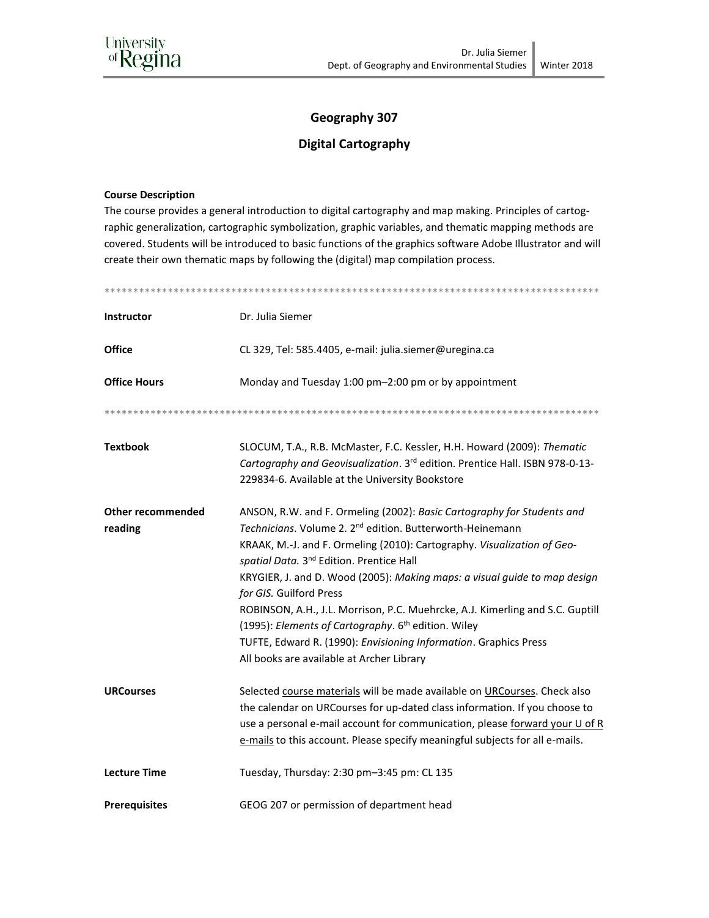# Geography 307

## Digital Cartography

**Course Description**

The course provides a general introduction to digital cartography and map making. Principles of cartographic generalization, cartographic symbolization, graphic variables, and thematic mapping methods are covered. Students will be introduced to basic functions of the graphics software Adobe Illustrator and will create their own thematic maps by following the (digital) map compilation process.

*****************************************************************************************

| | |
|---|---|
| **Instructor** | Dr. Julia Siemer |
| **Office** | CL 329, Tel: 585.4405, e-mail: julia.siemer@uregina.ca |
| **Office Hours** | Monday and Tuesday 1:00 pm–2:00 pm or by appointment |

*****************************************************************************************

| | |
|---|---|
| **Textbook** | SLOCUM, T.A., R.B. McMaster, F.C. Kessler, H.H. Howard (2009): *Thematic Cartography and Geovisualization*. 3rd edition. Prentice Hall. ISBN 978-0-13-229834-6. Available at the University Bookstore |
| **Other recommended reading** | ANSON, R.W. and F. Ormeling (2002): *Basic Cartography for Students and Technicians*. Volume 2. 2nd edition. Butterworth-Heinemann<br>KRAAK, M.-J. and F. Ormeling (2010): Cartography. *Visualization of Geospatial Data.* 3nd Edition. Prentice Hall<br>KRYGIER, J. and D. Wood (2005): *Making maps: a visual guide to map design for GIS.* Guilford Press<br>ROBINSON, A.H., J.L. Morrison, P.C. Muehrcke, A.J. Kimerling and S.C. Guptill (1995): *Elements of Cartography*. 6th edition. Wiley<br>TUFTE, Edward R. (1990): *Envisioning Information*. Graphics Press<br>All books are available at Archer Library |
| **URCourses** | Selected course materials will be made available on URCourses. Check also the calendar on URCourses for up-dated class information. If you choose to use a personal e-mail account for communication, please forward your U of R e-mails to this account. Please specify meaningful subjects for all e-mails. |
| **Lecture Time** | Tuesday, Thursday: 2:30 pm–3:45 pm: CL 135 |
| **Prerequisites** | GEOG 207 or permission of department head |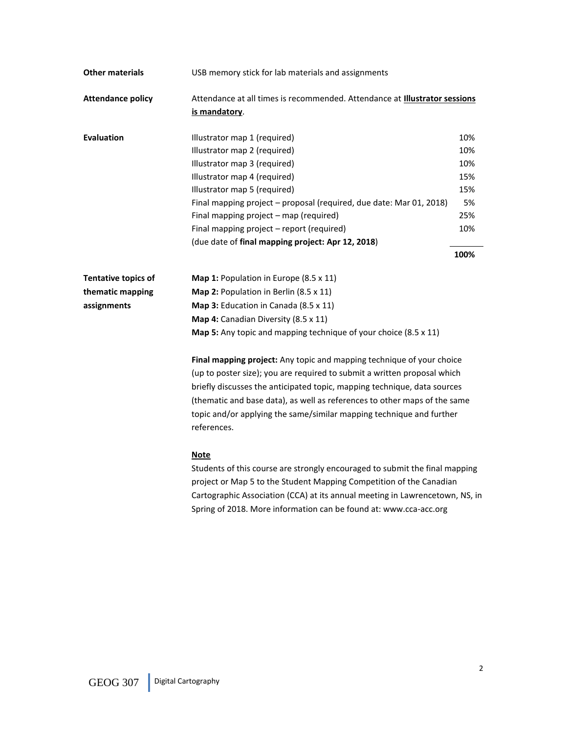**Other materials**

USB memory stick for lab materials and assignments

**Attendance policy**

Attendance at all times is recommended. Attendance at **Illustrator sessions is mandatory**.

**Evaluation**

| Item | Weight |
| --- | --- |
| Illustrator map 1 (required) | 10% |
| Illustrator map 2 (required) | 10% |
| Illustrator map 3 (required) | 10% |
| Illustrator map 4 (required) | 15% |
| Illustrator map 5 (required) | 15% |
| Final mapping project – proposal (required, due date: Mar 01, 2018) | 5% |
| Final mapping project – map (required) | 25% |
| Final mapping project – report (required) | 10% |
| (due date of **final mapping project: Apr 12, 2018**) | |
| | **100%** |

**Tentative topics of thematic mapping assignments**

**Map 1:** Population in Europe (8.5 x 11)
**Map 2:** Population in Berlin (8.5 x 11)
**Map 3:** Education in Canada (8.5 x 11)
**Map 4:** Canadian Diversity (8.5 x 11)
**Map 5:** Any topic and mapping technique of your choice (8.5 x 11)

**Final mapping project:** Any topic and mapping technique of your choice (up to poster size); you are required to submit a written proposal which briefly discusses the anticipated topic, mapping technique, data sources (thematic and base data), as well as references to other maps of the same topic and/or applying the same/similar mapping technique and further references.

**Note**

Students of this course are strongly encouraged to submit the final mapping project or Map 5 to the Student Mapping Competition of the Canadian Cartographic Association (CCA) at its annual meeting in Lawrencetown, NS, in Spring of 2018. More information can be found at: www.cca-acc.org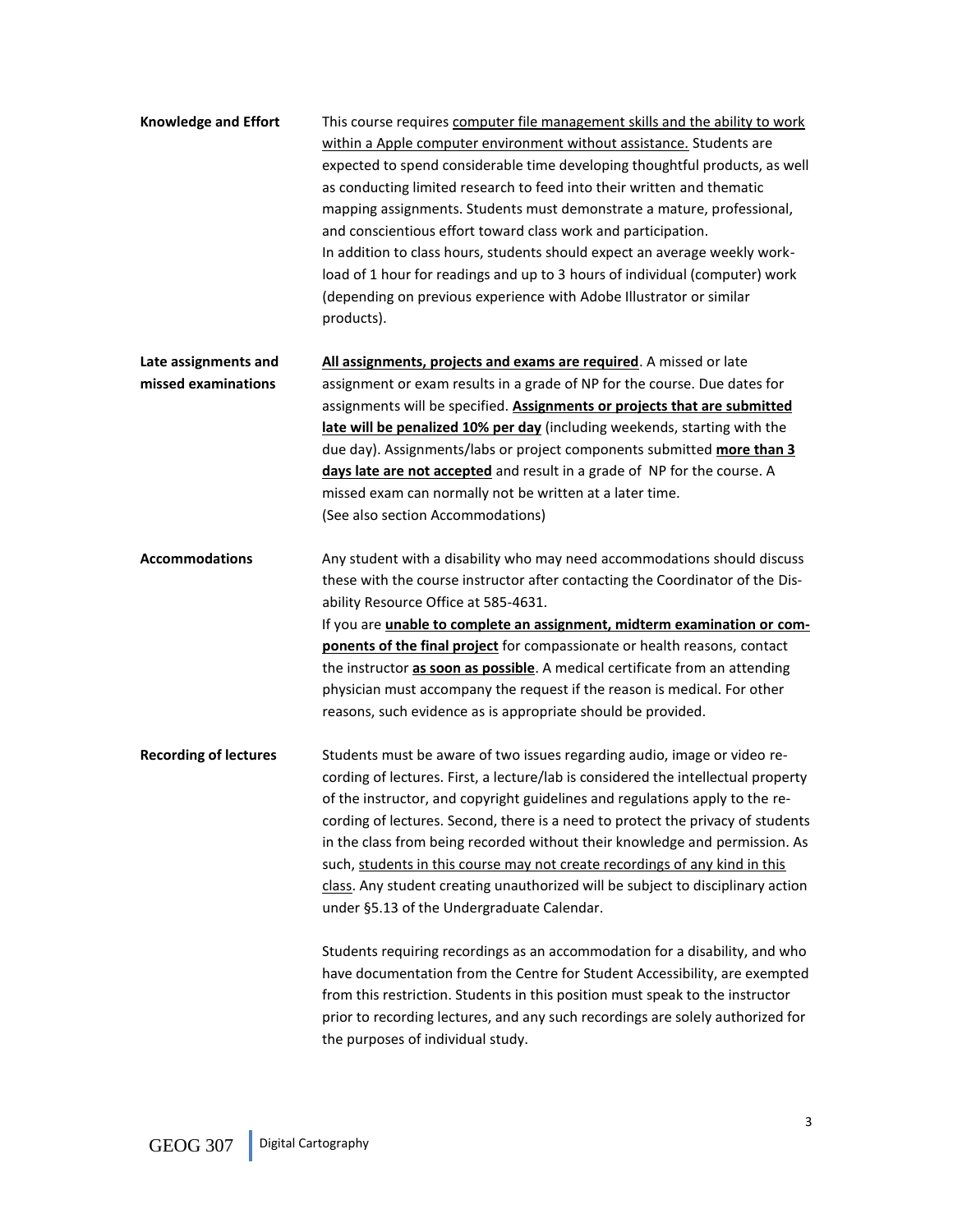**Knowledge and Effort**

This course requires <u>computer file management skills and the ability to work within a Apple computer environment without assistance.</u> Students are expected to spend considerable time developing thoughtful products, as well as conducting limited research to feed into their written and thematic mapping assignments. Students must demonstrate a mature, professional, and conscientious effort toward class work and participation.
In addition to class hours, students should expect an average weekly work-load of 1 hour for readings and up to 3 hours of individual (computer) work (depending on previous experience with Adobe Illustrator or similar products).

**Late assignments and missed examinations**

**<u>All assignments, projects and exams are required</u>**. A missed or late assignment or exam results in a grade of NP for the course. Due dates for assignments will be specified. **<u>Assignments or projects that are submitted late will be penalized 10% per day</u>** (including weekends, starting with the due day). Assignments/labs or project components submitted **<u>more than 3 days late are not accepted</u>** and result in a grade of NP for the course. A missed exam can normally not be written at a later time.
(See also section Accommodations)

**Accommodations**

Any student with a disability who may need accommodations should discuss these with the course instructor after contacting the Coordinator of the Disability Resource Office at 585-4631.
If you are **<u>unable to complete an assignment, midterm examination or components of the final project</u>** for compassionate or health reasons, contact the instructor **<u>as soon as possible</u>**. A medical certificate from an attending physician must accompany the request if the reason is medical. For other reasons, such evidence as is appropriate should be provided.

**Recording of lectures**

Students must be aware of two issues regarding audio, image or video recording of lectures. First, a lecture/lab is considered the intellectual property of the instructor, and copyright guidelines and regulations apply to the recording of lectures. Second, there is a need to protect the privacy of students in the class from being recorded without their knowledge and permission. As such, <u>students in this course may not create recordings of any kind in this class</u>. Any student creating unauthorized will be subject to disciplinary action under §5.13 of the Undergraduate Calendar.

Students requiring recordings as an accommodation for a disability, and who have documentation from the Centre for Student Accessibility, are exempted from this restriction. Students in this position must speak to the instructor prior to recording lectures, and any such recordings are solely authorized for the purposes of individual study.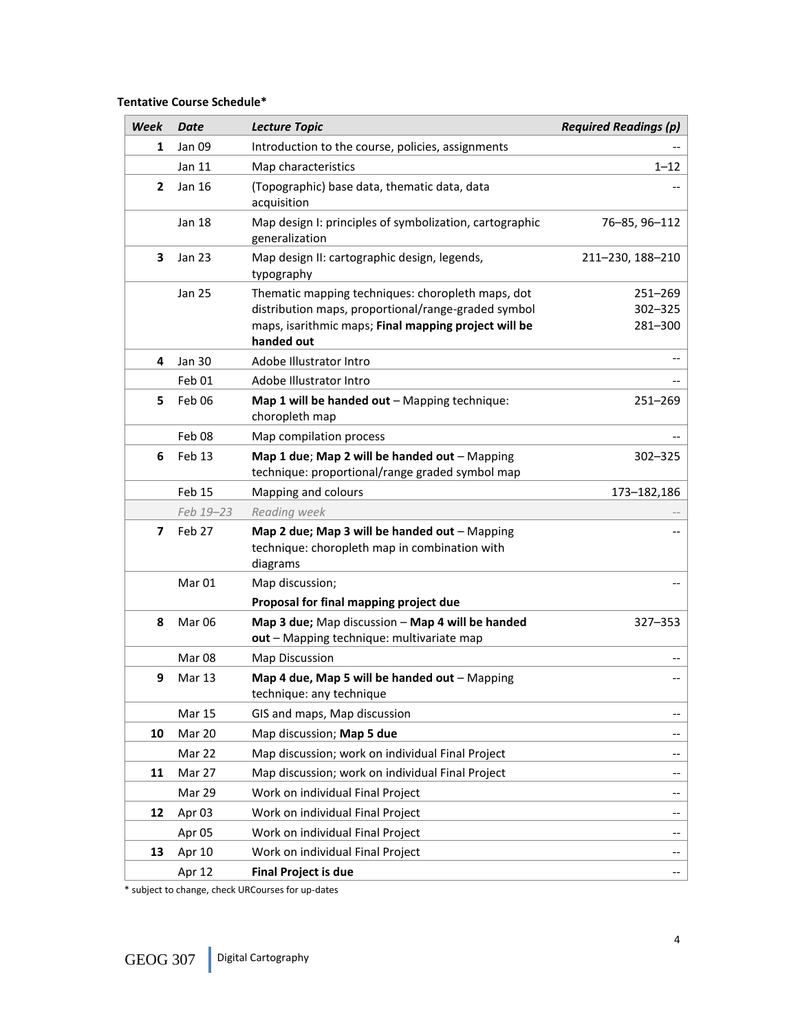**Tentative Course Schedule***

| *Week* | *Date* | *Lecture Topic* | *Required Readings (p)* |
|---|---|---|---|
| 1 | Jan 09 | Introduction to the course, policies, assignments | -- |
| | Jan 11 | Map characteristics | 1–12 |
| 2 | Jan 16 | (Topographic) base data, thematic data, data acquisition | -- |
| | Jan 18 | Map design I: principles of symbolization, cartographic generalization | 76–85, 96–112 |
| 3 | Jan 23 | Map design II: cartographic design, legends, typography | 211–230, 188–210 |
| | Jan 25 | Thematic mapping techniques: choropleth maps, dot distribution maps, proportional/range-graded symbol maps, isarithmic maps; **Final mapping project will be handed out** | 251–269 302–325 281–300 |
| 4 | Jan 30 | Adobe Illustrator Intro | -- |
| | Feb 01 | Adobe Illustrator Intro | -- |
| 5 | Feb 06 | **Map 1 will be handed out** – Mapping technique: choropleth map | 251–269 |
| | Feb 08 | Map compilation process | -- |
| 6 | Feb 13 | **Map 1 due**; **Map 2 will be handed out** – Mapping technique: proportional/range graded symbol map | 302–325 |
| | Feb 15 | Mapping and colours | 173–182,186 |
| | *Feb 19–23* | *Reading week* | *--* |
| 7 | Feb 27 | **Map 2 due; Map 3 will be handed out** – Mapping technique: choropleth map in combination with diagrams | -- |
| | Mar 01 | Map discussion; **Proposal for final mapping project due** | -- |
| 8 | Mar 06 | **Map 3 due;** Map discussion – **Map 4 will be handed out** – Mapping technique: multivariate map | 327–353 |
| | Mar 08 | Map Discussion | -- |
| 9 | Mar 13 | **Map 4 due, Map 5 will be handed out** – Mapping technique: any technique | -- |
| | Mar 15 | GIS and maps, Map discussion | -- |
| 10 | Mar 20 | Map discussion; **Map 5 due** | -- |
| | Mar 22 | Map discussion; work on individual Final Project | -- |
| 11 | Mar 27 | Map discussion; work on individual Final Project | -- |
| | Mar 29 | Work on individual Final Project | -- |
| 12 | Apr 03 | Work on individual Final Project | -- |
| | Apr 05 | Work on individual Final Project | -- |
| 13 | Apr 10 | Work on individual Final Project | -- |
| | Apr 12 | **Final Project is due** | -- |

* subject to change, check URCourses for up-dates